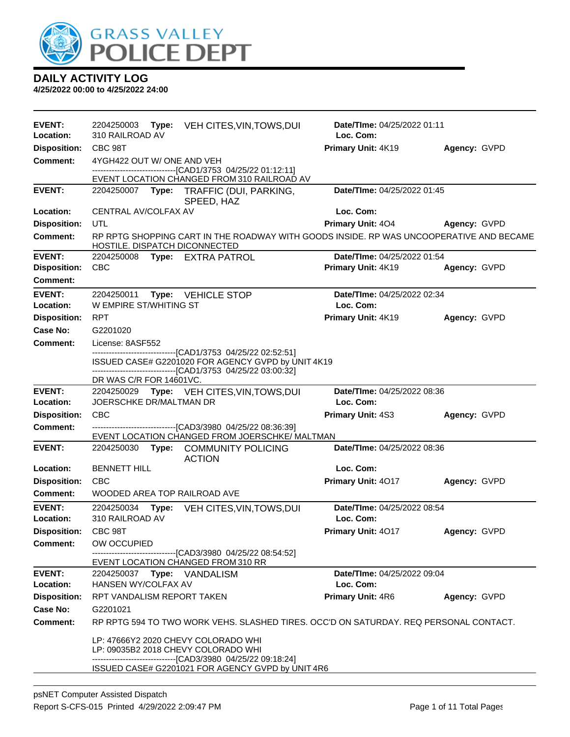# GRASS VALLEY POLICE DEPT

## DAILY ACTIVITY LOG

**4/25/2022 00:00 to 4/25/2022 24:00**

---

**EVENT:** 2204250003 **Type:** VEH CITES,VIN,TOWS,DUI **Date/TIme:** 04/25/2022 01:11
**Location:** 310 RAILROAD AV **Loc. Com:**
**Disposition:** CBC 98T **Primary Unit:** 4K19 **Agency:** GVPD
**Comment:** 4YGH422 OUT W/ ONE AND VEH
------------------------------[CAD1/3753 04/25/22 01:12:11]
EVENT LOCATION CHANGED FROM 310 RAILROAD AV

---

**EVENT:** 2204250007 **Type:** TRAFFIC (DUI, PARKING, SPEED, HAZ **Date/TIme:** 04/25/2022 01:45
**Location:** CENTRAL AV/COLFAX AV **Loc. Com:**
**Disposition:** UTL **Primary Unit:** 4O4 **Agency:** GVPD
**Comment:** RP RPTG SHOPPING CART IN THE ROADWAY WITH GOODS INSIDE. RP WAS UNCOOPERATIVE AND BECAME HOSTILE. DISPATCH DICONNECTED

---

**EVENT:** 2204250008 **Type:** EXTRA PATROL **Date/TIme:** 04/25/2022 01:54
**Disposition:** CBC **Primary Unit:** 4K19 **Agency:** GVPD
**Comment:**

---

**EVENT:** 2204250011 **Type:** VEHICLE STOP **Date/TIme:** 04/25/2022 02:34
**Location:** W EMPIRE ST/WHITING ST **Loc. Com:**
**Disposition:** RPT **Primary Unit:** 4K19 **Agency:** GVPD
**Case No:** G2201020
**Comment:** License: 8ASF552
------------------------------[CAD1/3753 04/25/22 02:52:51]
ISSUED CASE# G2201020 FOR AGENCY GVPD by UNIT 4K19
------------------------------[CAD1/3753 04/25/22 03:00:32]
DR WAS C/R FOR 14601VC.

---

**EVENT:** 2204250029 **Type:** VEH CITES,VIN,TOWS,DUI **Date/TIme:** 04/25/2022 08:36
**Location:** JOERSCHKE DR/MALTMAN DR **Loc. Com:**
**Disposition:** CBC **Primary Unit:** 4S3 **Agency:** GVPD
**Comment:** ------------------------------[CAD3/3980 04/25/22 08:36:39]
EVENT LOCATION CHANGED FROM JOERSCHKE/ MALTMAN

---

**EVENT:** 2204250030 **Type:** COMMUNITY POLICING ACTION **Date/TIme:** 04/25/2022 08:36
**Location:** BENNETT HILL **Loc. Com:**
**Disposition:** CBC **Primary Unit:** 4O17 **Agency:** GVPD
**Comment:** WOODED AREA TOP RAILROAD AVE

---

**EVENT:** 2204250034 **Type:** VEH CITES,VIN,TOWS,DUI **Date/TIme:** 04/25/2022 08:54
**Location:** 310 RAILROAD AV **Loc. Com:**
**Disposition:** CBC 98T **Primary Unit:** 4O17 **Agency:** GVPD
**Comment:** OW OCCUPIED
------------------------------[CAD3/3980 04/25/22 08:54:52]
EVENT LOCATION CHANGED FROM 310 RR

---

**EVENT:** 2204250037 **Type:** VANDALISM **Date/TIme:** 04/25/2022 09:04
**Location:** HANSEN WY/COLFAX AV **Loc. Com:**
**Disposition:** RPT VANDALISM REPORT TAKEN **Primary Unit:** 4R6 **Agency:** GVPD
**Case No:** G2201021
**Comment:** RP RPTG 594 TO TWO WORK VEHS. SLASHED TIRES. OCC'D ON SATURDAY. REQ PERSONAL CONTACT.

LP: 47666Y2 2020 CHEVY COLORADO WHI
LP: 09035B2 2018 CHEVY COLORADO WHI
------------------------------[CAD3/3980 04/25/22 09:18:24]
ISSUED CASE# G2201021 FOR AGENCY GVPD by UNIT 4R6

---

psNET Computer Assisted Dispatch
Report S-CFS-015 Printed 4/29/2022 2:09:47 PM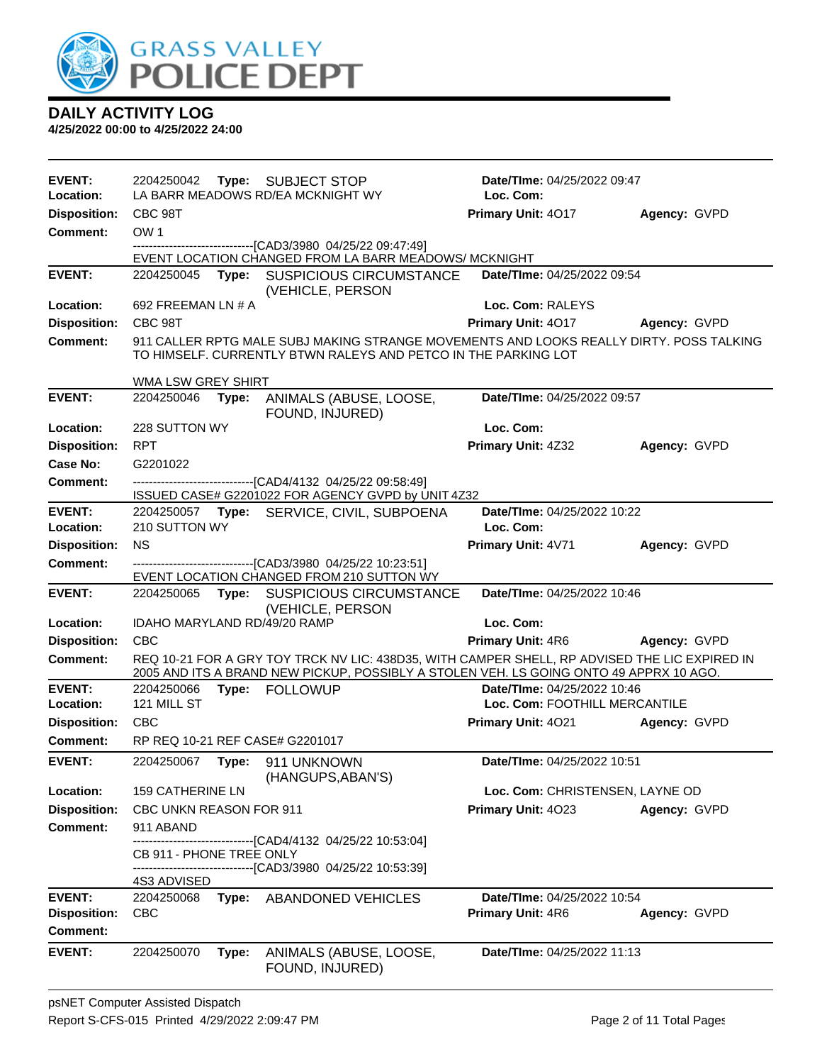# GRASS VALLEY POLICE DEPT

## DAILY ACTIVITY LOG

**4/25/2022 00:00 to 4/25/2022 24:00**

**EVENT:** 2204250042 **Type:** SUBJECT STOP **Date/TIme:** 04/25/2022 09:47
**Location:** LA BARR MEADOWS RD/EA MCKNIGHT WY **Loc. Com:**
**Disposition:** CBC 98T **Primary Unit:** 4O17 **Agency:** GVPD
**Comment:** OW 1
------------------------------[CAD3/3980 04/25/22 09:47:49]
EVENT LOCATION CHANGED FROM LA BARR MEADOWS/ MCKNIGHT

**EVENT:** 2204250045 **Type:** SUSPICIOUS CIRCUMSTANCE (VEHICLE, PERSON **Date/TIme:** 04/25/2022 09:54
**Location:** 692 FREEMAN LN # A **Loc. Com:** RALEYS
**Disposition:** CBC 98T **Primary Unit:** 4O17 **Agency:** GVPD
**Comment:** 911 CALLER RPTG MALE SUBJ MAKING STRANGE MOVEMENTS AND LOOKS REALLY DIRTY. POSS TALKING TO HIMSELF. CURRENTLY BTWN RALEYS AND PETCO IN THE PARKING LOT

WMA LSW GREY SHIRT

**EVENT:** 2204250046 **Type:** ANIMALS (ABUSE, LOOSE, FOUND, INJURED) **Date/TIme:** 04/25/2022 09:57
**Location:** 228 SUTTON WY **Loc. Com:**
**Disposition:** RPT **Primary Unit:** 4Z32 **Agency:** GVPD
**Case No:** G2201022
**Comment:** ------------------------------[CAD4/4132 04/25/22 09:58:49]
ISSUED CASE# G2201022 FOR AGENCY GVPD by UNIT 4Z32

**EVENT:** 2204250057 **Type:** SERVICE, CIVIL, SUBPOENA **Date/TIme:** 04/25/2022 10:22
**Location:** 210 SUTTON WY **Loc. Com:**
**Disposition:** NS **Primary Unit:** 4V71 **Agency:** GVPD
**Comment:** ------------------------------[CAD3/3980 04/25/22 10:23:51]
EVENT LOCATION CHANGED FROM 210 SUTTON WY

**EVENT:** 2204250065 **Type:** SUSPICIOUS CIRCUMSTANCE (VEHICLE, PERSON **Date/TIme:** 04/25/2022 10:46
**Location:** IDAHO MARYLAND RD/49/20 RAMP **Loc. Com:**
**Disposition:** CBC **Primary Unit:** 4R6 **Agency:** GVPD
**Comment:** REQ 10-21 FOR A GRY TOY TRCK NV LIC: 438D35, WITH CAMPER SHELL, RP ADVISED THE LIC EXPIRED IN 2005 AND ITS A BRAND NEW PICKUP, POSSIBLY A STOLEN VEH. LS GOING ONTO 49 APPRX 10 AGO.

**EVENT:** 2204250066 **Type:** FOLLOWUP **Date/TIme:** 04/25/2022 10:46
**Location:** 121 MILL ST **Loc. Com:** FOOTHILL MERCANTILE
**Disposition:** CBC **Primary Unit:** 4O21 **Agency:** GVPD
**Comment:** RP REQ 10-21 REF CASE# G2201017

**EVENT:** 2204250067 **Type:** 911 UNKNOWN (HANGUPS,ABAN'S) **Date/TIme:** 04/25/2022 10:51
**Location:** 159 CATHERINE LN **Loc. Com:** CHRISTENSEN, LAYNE OD
**Disposition:** CBC UNKN REASON FOR 911 **Primary Unit:** 4O23 **Agency:** GVPD
**Comment:** 911 ABAND
------------------------------[CAD4/4132 04/25/22 10:53:04]
CB 911 - PHONE TREE ONLY
------------------------------[CAD3/3980 04/25/22 10:53:39]
4S3 ADVISED

**EVENT:** 2204250068 **Type:** ABANDONED VEHICLES **Date/TIme:** 04/25/2022 10:54
**Disposition:** CBC **Primary Unit:** 4R6 **Agency:** GVPD
**Comment:**

**EVENT:** 2204250070 **Type:** ANIMALS (ABUSE, LOOSE, FOUND, INJURED) **Date/TIme:** 04/25/2022 11:13

psNET Computer Assisted Dispatch
Report S-CFS-015 Printed 4/29/2022 2:09:47 PM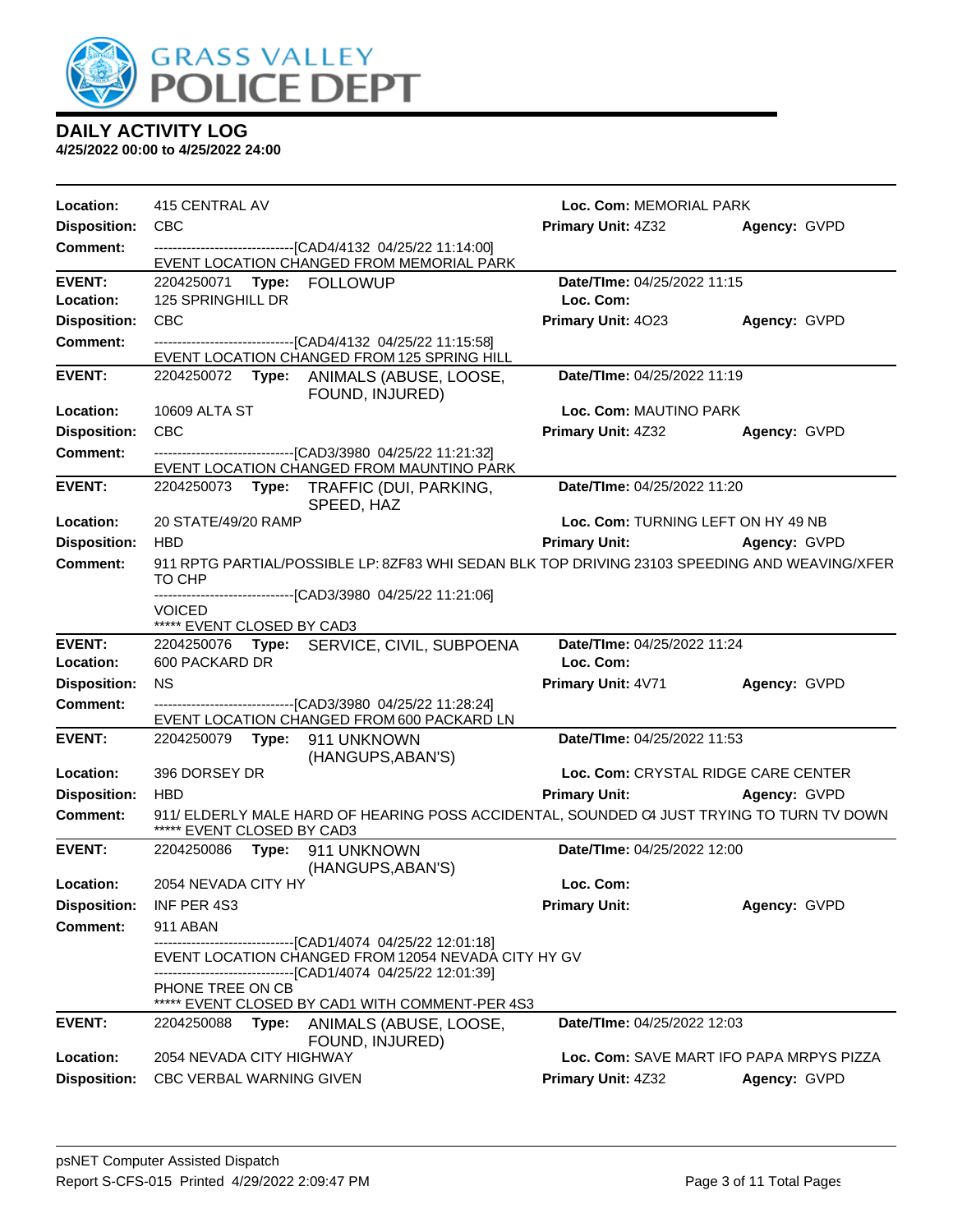# DAILY ACTIVITY LOG

**4/25/2022 00:00 to 4/25/2022 24:00**

**Location:** 415 CENTRAL AV | **Loc. Com:** MEMORIAL PARK
**Disposition:** CBC | **Primary Unit:** 4Z32 | **Agency:** GVPD
**Comment:** ------------------------------[CAD4/4132 04/25/22 11:14:00]
EVENT LOCATION CHANGED FROM MEMORIAL PARK

---

**EVENT:** 2204250071 **Type:** FOLLOWUP | **Date/TIme:** 04/25/2022 11:15
**Location:** 125 SPRINGHILL DR | **Loc. Com:**
**Disposition:** CBC | **Primary Unit:** 4O23 | **Agency:** GVPD
**Comment:** ------------------------------[CAD4/4132 04/25/22 11:15:58]
EVENT LOCATION CHANGED FROM 125 SPRING HILL

---

**EVENT:** 2204250072 **Type:** ANIMALS (ABUSE, LOOSE, FOUND, INJURED) | **Date/TIme:** 04/25/2022 11:19
**Location:** 10609 ALTA ST | **Loc. Com:** MAUTINO PARK
**Disposition:** CBC | **Primary Unit:** 4Z32 | **Agency:** GVPD
**Comment:** ------------------------------[CAD3/3980 04/25/22 11:21:32]
EVENT LOCATION CHANGED FROM MAUNTINO PARK

---

**EVENT:** 2204250073 **Type:** TRAFFIC (DUI, PARKING, SPEED, HAZ | **Date/TIme:** 04/25/2022 11:20
**Location:** 20 STATE/49/20 RAMP | **Loc. Com:** TURNING LEFT ON HY 49 NB
**Disposition:** HBD | **Primary Unit:** | **Agency:** GVPD
**Comment:** 911 RPTG PARTIAL/POSSIBLE LP: 8ZF83 WHI SEDAN BLK TOP DRIVING 23103 SPEEDING AND WEAVING/XFER TO CHP
------------------------------[CAD3/3980 04/25/22 11:21:06]
VOICED
***** EVENT CLOSED BY CAD3

---

**EVENT:** 2204250076 **Type:** SERVICE, CIVIL, SUBPOENA | **Date/TIme:** 04/25/2022 11:24
**Location:** 600 PACKARD DR | **Loc. Com:**
**Disposition:** NS | **Primary Unit:** 4V71 | **Agency:** GVPD
**Comment:** ------------------------------[CAD3/3980 04/25/22 11:28:24]
EVENT LOCATION CHANGED FROM 600 PACKARD LN

---

**EVENT:** 2204250079 **Type:** 911 UNKNOWN (HANGUPS,ABAN'S) | **Date/TIme:** 04/25/2022 11:53
**Location:** 396 DORSEY DR | **Loc. Com:** CRYSTAL RIDGE CARE CENTER
**Disposition:** HBD | **Primary Unit:** | **Agency:** GVPD
**Comment:** 911/ ELDERLY MALE HARD OF HEARING POSS ACCIDENTAL, SOUNDED C4 JUST TRYING TO TURN TV DOWN
***** EVENT CLOSED BY CAD3

---

**EVENT:** 2204250086 **Type:** 911 UNKNOWN (HANGUPS,ABAN'S) | **Date/TIme:** 04/25/2022 12:00
**Location:** 2054 NEVADA CITY HY | **Loc. Com:**
**Disposition:** INF PER 4S3 | **Primary Unit:** | **Agency:** GVPD
**Comment:** 911 ABAN
------------------------------[CAD1/4074 04/25/22 12:01:18]
EVENT LOCATION CHANGED FROM 12054 NEVADA CITY HY GV
------------------------------[CAD1/4074 04/25/22 12:01:39]
PHONE TREE ON CB
***** EVENT CLOSED BY CAD1 WITH COMMENT-PER 4S3

---

**EVENT:** 2204250088 **Type:** ANIMALS (ABUSE, LOOSE, FOUND, INJURED) | **Date/TIme:** 04/25/2022 12:03
**Location:** 2054 NEVADA CITY HIGHWAY | **Loc. Com:** SAVE MART IFO PAPA MRPYS PIZZA
**Disposition:** CBC VERBAL WARNING GIVEN | **Primary Unit:** 4Z32 | **Agency:** GVPD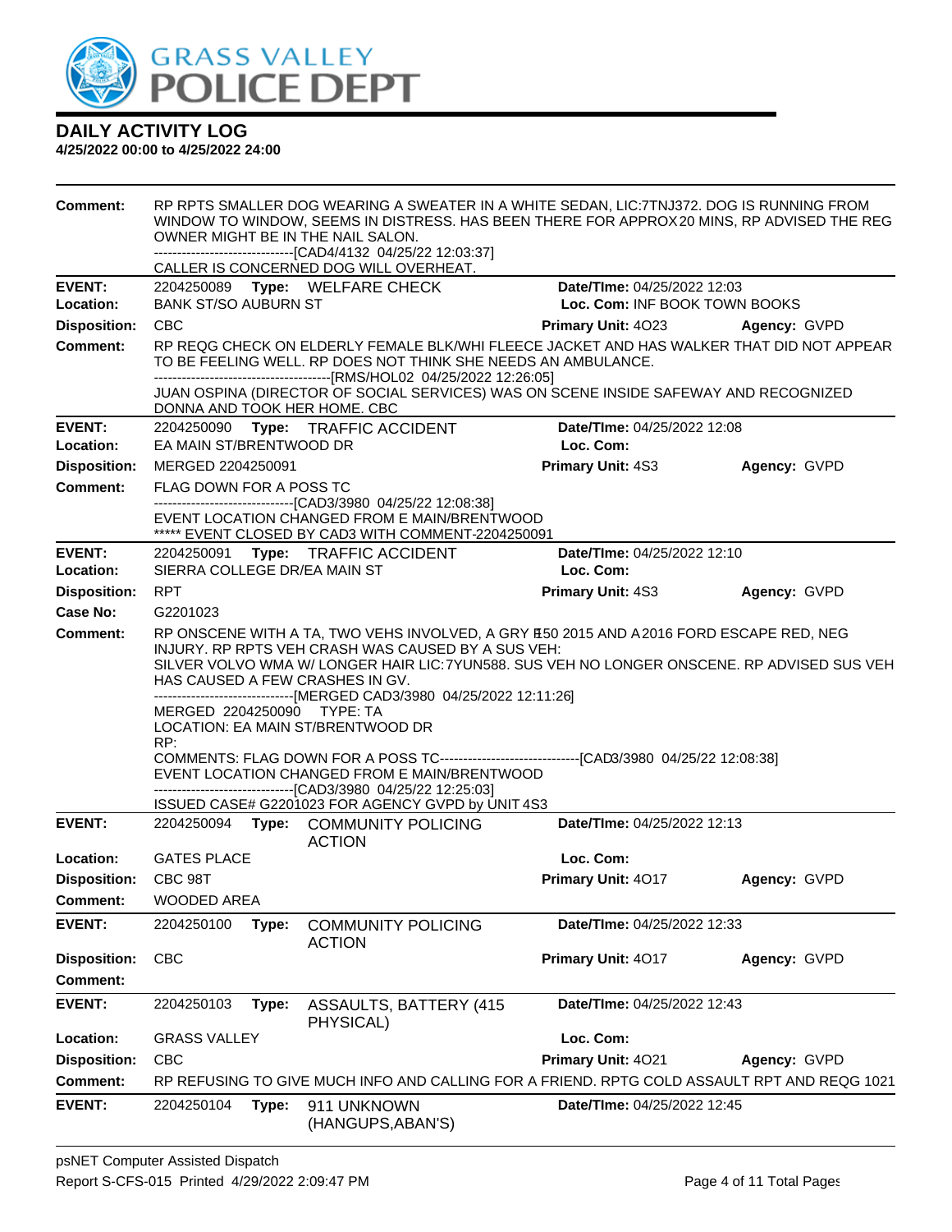## DAILY ACTIVITY LOG

**4/25/2022 00:00 to 4/25/2022 24:00**

**Comment:** RP RPTS SMALLER DOG WEARING A SWEATER IN A WHITE SEDAN, LIC:7TNJ372. DOG IS RUNNING FROM WINDOW TO WINDOW, SEEMS IN DISTRESS. HAS BEEN THERE FOR APPROX 20 MINS, RP ADVISED THE REG OWNER MIGHT BE IN THE NAIL SALON.
-------------------------------[CAD4/4132 04/25/22 12:03:37]
CALLER IS CONCERNED DOG WILL OVERHEAT.

---

**EVENT:** 2204250089 **Type:** WELFARE CHECK **Date/TIme:** 04/25/2022 12:03
**Location:** BANK ST/SO AUBURN ST **Loc. Com:** INF BOOK TOWN BOOKS
**Disposition:** CBC **Primary Unit:** 4O23 **Agency:** GVPD
**Comment:** RP REQG CHECK ON ELDERLY FEMALE BLK/WHI FLEECE JACKET AND HAS WALKER THAT DID NOT APPEAR TO BE FEELING WELL. RP DOES NOT THINK SHE NEEDS AN AMBULANCE.
-------------------------------------------[RMS/HOL02 04/25/2022 12:26:05]
JUAN OSPINA (DIRECTOR OF SOCIAL SERVICES) WAS ON SCENE INSIDE SAFEWAY AND RECOGNIZED DONNA AND TOOK HER HOME. CBC

---

**EVENT:** 2204250090 **Type:** TRAFFIC ACCIDENT **Date/TIme:** 04/25/2022 12:08
**Location:** EA MAIN ST/BRENTWOOD DR **Loc. Com:**
**Disposition:** MERGED 2204250091 **Primary Unit:** 4S3 **Agency:** GVPD
**Comment:** FLAG DOWN FOR A POSS TC
-------------------------------[CAD3/3980 04/25/22 12:08:38]
EVENT LOCATION CHANGED FROM E MAIN/BRENTWOOD
***** EVENT CLOSED BY CAD3 WITH COMMENT-2204250091

---

**EVENT:** 2204250091 **Type:** TRAFFIC ACCIDENT **Date/TIme:** 04/25/2022 12:10
**Location:** SIERRA COLLEGE DR/EA MAIN ST **Loc. Com:**
**Disposition:** RPT **Primary Unit:** 4S3 **Agency:** GVPD
**Case No:** G2201023
**Comment:** RP ONSCENE WITH A TA, TWO VEHS INVOLVED, A GRY F150 2015 AND A 2016 FORD ESCAPE RED, NEG INJURY. RP RPTS VEH CRASH WAS CAUSED BY A SUS VEH:
SILVER VOLVO WMA W/ LONGER HAIR LIC:7YUN588. SUS VEH NO LONGER ONSCENE. RP ADVISED SUS VEH HAS CAUSED A FEW CRASHES IN GV.
-------------------------------[MERGED CAD3/3980 04/25/2022 12:11:26]
MERGED 2204250090 TYPE: TA
LOCATION: EA MAIN ST/BRENTWOOD DR
RP:
COMMENTS: FLAG DOWN FOR A POSS TC-------------------------------[CAD3/3980 04/25/22 12:08:38]
EVENT LOCATION CHANGED FROM E MAIN/BRENTWOOD
-------------------------------[CAD3/3980 04/25/22 12:25:03]
ISSUED CASE# G2201023 FOR AGENCY GVPD by UNIT 4S3

---

**EVENT:** 2204250094 **Type:** COMMUNITY POLICING ACTION **Date/TIme:** 04/25/2022 12:13
**Location:** GATES PLACE **Loc. Com:**
**Disposition:** CBC 98T **Primary Unit:** 4O17 **Agency:** GVPD
**Comment:** WOODED AREA

---

**EVENT:** 2204250100 **Type:** COMMUNITY POLICING ACTION **Date/TIme:** 04/25/2022 12:33
**Disposition:** CBC **Primary Unit:** 4O17 **Agency:** GVPD
**Comment:**

---

**EVENT:** 2204250103 **Type:** ASSAULTS, BATTERY (415 PHYSICAL) **Date/TIme:** 04/25/2022 12:43
**Location:** GRASS VALLEY **Loc. Com:**
**Disposition:** CBC **Primary Unit:** 4O21 **Agency:** GVPD
**Comment:** RP REFUSING TO GIVE MUCH INFO AND CALLING FOR A FRIEND. RPTG COLD ASSAULT RPT AND REQG 1021

---

**EVENT:** 2204250104 **Type:** 911 UNKNOWN (HANGUPS,ABAN'S) **Date/TIme:** 04/25/2022 12:45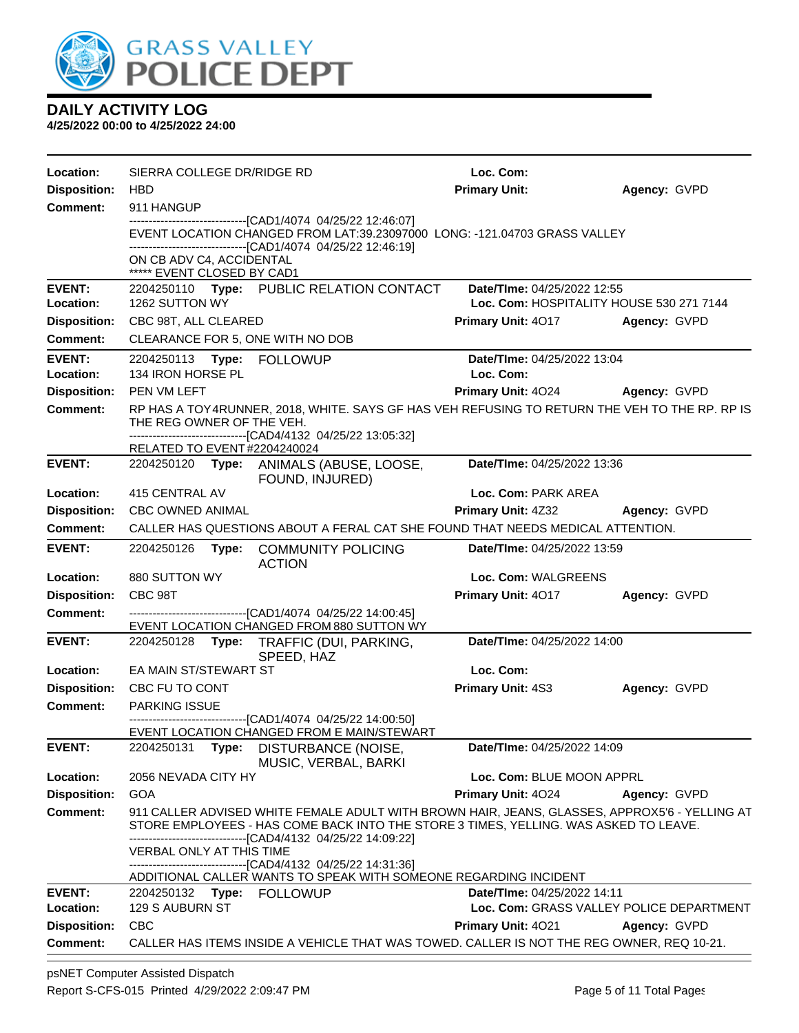# DAILY ACTIVITY LOG

**4/25/2022 00:00 to 4/25/2022 24:00**

| | | | |
|---|---|---|---|
| **Location:** | SIERRA COLLEGE DR/RIDGE RD | **Loc. Com:** | |
| **Disposition:** | HBD | **Primary Unit:** | **Agency:** GVPD |
| **Comment:** | 911 HANGUP<br>------------------------------[CAD1/4074 04/25/22 12:46:07]<br>EVENT LOCATION CHANGED FROM LAT:39.23097000 LONG: -121.04703 GRASS VALLEY<br>------------------------------[CAD1/4074 04/25/22 12:46:19]<br>ON CB ADV C4, ACCIDENTAL<br>***** EVENT CLOSED BY CAD1 | | |

| | | | |
|---|---|---|---|
| **EVENT:** | 2204250110 **Type:** PUBLIC RELATION CONTACT | **Date/TIme:** 04/25/2022 12:55 | |
| **Location:** | 1262 SUTTON WY | **Loc. Com:** HOSPITALITY HOUSE 530 271 7144 | |
| **Disposition:** | CBC 98T, ALL CLEARED | **Primary Unit:** 4O17 | **Agency:** GVPD |
| **Comment:** | CLEARANCE FOR 5, ONE WITH NO DOB | | |

| | | | |
|---|---|---|---|
| **EVENT:** | 2204250113 **Type:** FOLLOWUP | **Date/TIme:** 04/25/2022 13:04 | |
| **Location:** | 134 IRON HORSE PL | **Loc. Com:** | |
| **Disposition:** | PEN VM LEFT | **Primary Unit:** 4O24 | **Agency:** GVPD |
| **Comment:** | RP HAS A TOY 4RUNNER, 2018, WHITE. SAYS GF HAS VEH REFUSING TO RETURN THE VEH TO THE RP. RP IS THE REG OWNER OF THE VEH.<br>------------------------------[CAD4/4132 04/25/22 13:05:32]<br>RELATED TO EVENT #2204240024 | | |

| | | | |
|---|---|---|---|
| **EVENT:** | 2204250120 **Type:** ANIMALS (ABUSE, LOOSE, FOUND, INJURED) | **Date/TIme:** 04/25/2022 13:36 | |
| **Location:** | 415 CENTRAL AV | **Loc. Com:** PARK AREA | |
| **Disposition:** | CBC OWNED ANIMAL | **Primary Unit:** 4Z32 | **Agency:** GVPD |
| **Comment:** | CALLER HAS QUESTIONS ABOUT A FERAL CAT SHE FOUND THAT NEEDS MEDICAL ATTENTION. | | |

| | | | |
|---|---|---|---|
| **EVENT:** | 2204250126 **Type:** COMMUNITY POLICING ACTION | **Date/TIme:** 04/25/2022 13:59 | |
| **Location:** | 880 SUTTON WY | **Loc. Com:** WALGREENS | |
| **Disposition:** | CBC 98T | **Primary Unit:** 4O17 | **Agency:** GVPD |
| **Comment:** | ------------------------------[CAD1/4074 04/25/22 14:00:45]<br>EVENT LOCATION CHANGED FROM 880 SUTTON WY | | |

| | | | |
|---|---|---|---|
| **EVENT:** | 2204250128 **Type:** TRAFFIC (DUI, PARKING, SPEED, HAZ | **Date/TIme:** 04/25/2022 14:00 | |
| **Location:** | EA MAIN ST/STEWART ST | **Loc. Com:** | |
| **Disposition:** | CBC FU TO CONT | **Primary Unit:** 4S3 | **Agency:** GVPD |
| **Comment:** | PARKING ISSUE<br>------------------------------[CAD1/4074 04/25/22 14:00:50]<br>EVENT LOCATION CHANGED FROM E MAIN/STEWART | | |

| | | | |
|---|---|---|---|
| **EVENT:** | 2204250131 **Type:** DISTURBANCE (NOISE, MUSIC, VERBAL, BARKI | **Date/TIme:** 04/25/2022 14:09 | |
| **Location:** | 2056 NEVADA CITY HY | **Loc. Com:** BLUE MOON APPRL | |
| **Disposition:** | GOA | **Primary Unit:** 4O24 | **Agency:** GVPD |
| **Comment:** | 911 CALLER ADVISED WHITE FEMALE ADULT WITH BROWN HAIR, JEANS, GLASSES, APPROX5'6 - YELLING AT STORE EMPLOYEES - HAS COME BACK INTO THE STORE 3 TIMES, YELLING. WAS ASKED TO LEAVE.<br>------------------------------[CAD4/4132 04/25/22 14:09:22]<br>VERBAL ONLY AT THIS TIME<br>------------------------------[CAD4/4132 04/25/22 14:31:36]<br>ADDITIONAL CALLER WANTS TO SPEAK WITH SOMEONE REGARDING INCIDENT | | |

| | | | |
|---|---|---|---|
| **EVENT:** | 2204250132 **Type:** FOLLOWUP | **Date/TIme:** 04/25/2022 14:11 | |
| **Location:** | 129 S AUBURN ST | **Loc. Com:** GRASS VALLEY POLICE DEPARTMENT | |
| **Disposition:** | CBC | **Primary Unit:** 4O21 | **Agency:** GVPD |
| **Comment:** | CALLER HAS ITEMS INSIDE A VEHICLE THAT WAS TOWED. CALLER IS NOT THE REG OWNER, REQ 10-21. | | |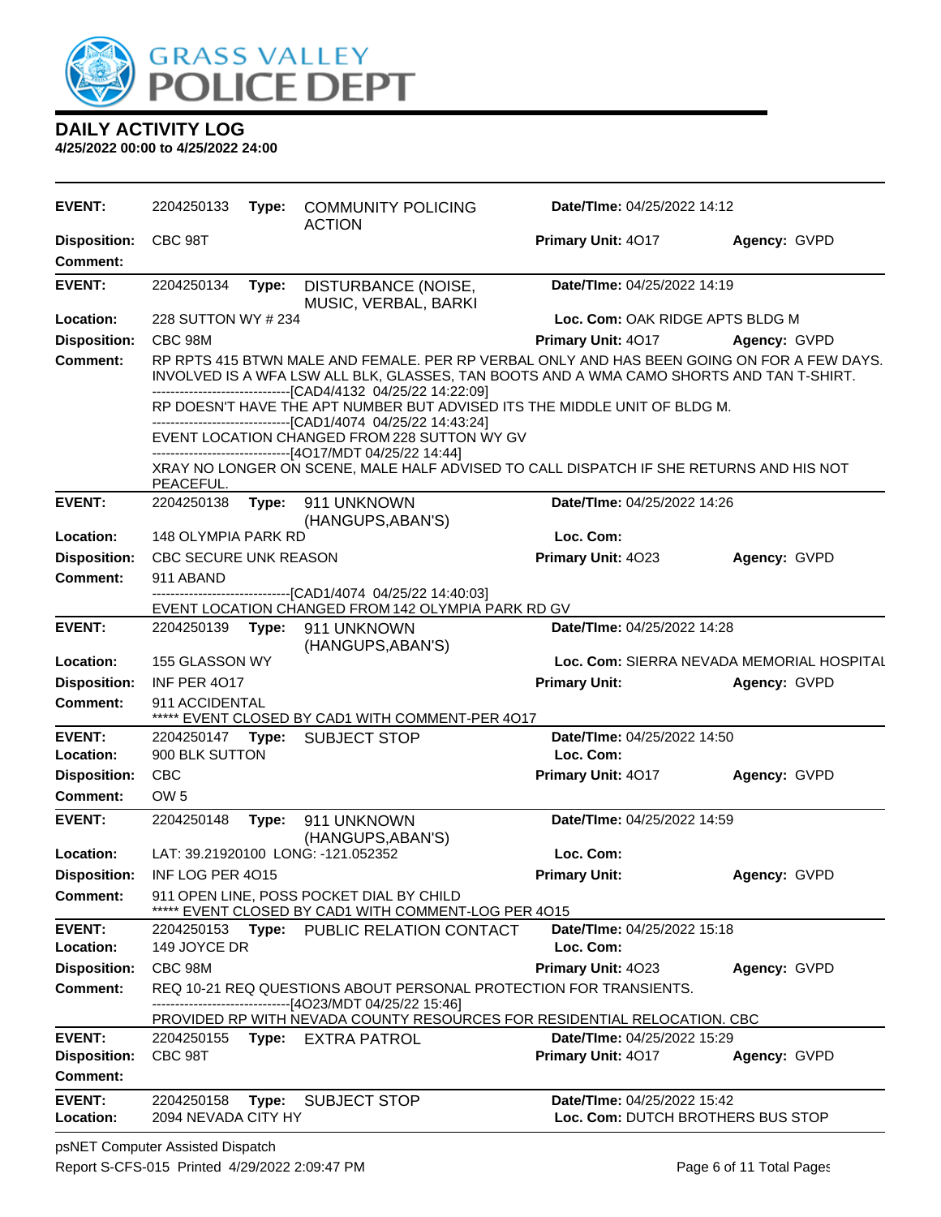# DAILY ACTIVITY LOG

**4/25/2022 00:00 to 4/25/2022 24:00**

| | | | |
|---|---|---|---|
| **EVENT:** 2204250133 **Type:** COMMUNITY POLICING ACTION | | **Date/TIme:** 04/25/2022 14:12 | |
| **Disposition:** CBC 98T | | **Primary Unit:** 4O17 | **Agency:** GVPD |
| **Comment:** | | | |

| | | | |
|---|---|---|---|
| **EVENT:** 2204250134 **Type:** DISTURBANCE (NOISE, MUSIC, VERBAL, BARKI | | **Date/TIme:** 04/25/2022 14:19 | |
| **Location:** 228 SUTTON WY # 234 | | **Loc. Com:** OAK RIDGE APTS BLDG M | |
| **Disposition:** CBC 98M | | **Primary Unit:** 4O17 | **Agency:** GVPD |

**Comment:** RP RPTS 415 BTWN MALE AND FEMALE. PER RP VERBAL ONLY AND HAS BEEN GOING ON FOR A FEW DAYS. INVOLVED IS A WFA LSW ALL BLK, GLASSES, TAN BOOTS AND A WMA CAMO SHORTS AND TAN T-SHIRT.
------------------------------[CAD4/4132 04/25/22 14:22:09]
RP DOESN'T HAVE THE APT NUMBER BUT ADVISED ITS THE MIDDLE UNIT OF BLDG M.
------------------------------[CAD1/4074 04/25/22 14:43:24]
EVENT LOCATION CHANGED FROM 228 SUTTON WY GV
------------------------------[4O17/MDT 04/25/22 14:44]
XRAY NO LONGER ON SCENE, MALE HALF ADVISED TO CALL DISPATCH IF SHE RETURNS AND HIS NOT PEACEFUL.

| | | | |
|---|---|---|---|
| **EVENT:** 2204250138 **Type:** 911 UNKNOWN (HANGUPS,ABAN'S) | | **Date/TIme:** 04/25/2022 14:26 | |
| **Location:** 148 OLYMPIA PARK RD | | **Loc. Com:** | |
| **Disposition:** CBC SECURE UNK REASON | | **Primary Unit:** 4O23 | **Agency:** GVPD |

**Comment:** 911 ABAND
------------------------------[CAD1/4074 04/25/22 14:40:03]
EVENT LOCATION CHANGED FROM 142 OLYMPIA PARK RD GV

| | | | |
|---|---|---|---|
| **EVENT:** 2204250139 **Type:** 911 UNKNOWN (HANGUPS,ABAN'S) | | **Date/TIme:** 04/25/2022 14:28 | |
| **Location:** 155 GLASSON WY | | **Loc. Com:** SIERRA NEVADA MEMORIAL HOSPITAL | |
| **Disposition:** INF PER 4O17 | | **Primary Unit:** | **Agency:** GVPD |

**Comment:** 911 ACCIDENTAL
***** EVENT CLOSED BY CAD1 WITH COMMENT-PER 4O17

| | | | |
|---|---|---|---|
| **EVENT:** 2204250147 **Type:** SUBJECT STOP | | **Date/TIme:** 04/25/2022 14:50 | |
| **Location:** 900 BLK SUTTON | | **Loc. Com:** | |
| **Disposition:** CBC | | **Primary Unit:** 4O17 | **Agency:** GVPD |
| **Comment:** OW 5 | | | |

| | | | |
|---|---|---|---|
| **EVENT:** 2204250148 **Type:** 911 UNKNOWN (HANGUPS,ABAN'S) | | **Date/TIme:** 04/25/2022 14:59 | |
| **Location:** LAT: 39.21920100 LONG: -121.052352 | | **Loc. Com:** | |
| **Disposition:** INF LOG PER 4O15 | | **Primary Unit:** | **Agency:** GVPD |

**Comment:** 911 OPEN LINE, POSS POCKET DIAL BY CHILD
***** EVENT CLOSED BY CAD1 WITH COMMENT-LOG PER 4O15

| | | | |
|---|---|---|---|
| **EVENT:** 2204250153 **Type:** PUBLIC RELATION CONTACT | | **Date/TIme:** 04/25/2022 15:18 | |
| **Location:** 149 JOYCE DR | | **Loc. Com:** | |
| **Disposition:** CBC 98M | | **Primary Unit:** 4O23 | **Agency:** GVPD |

**Comment:** REQ 10-21 REQ QUESTIONS ABOUT PERSONAL PROTECTION FOR TRANSIENTS.
------------------------------[4O23/MDT 04/25/22 15:46]
PROVIDED RP WITH NEVADA COUNTY RESOURCES FOR RESIDENTIAL RELOCATION. CBC

| | | | |
|---|---|---|---|
| **EVENT:** 2204250155 **Type:** EXTRA PATROL | | **Date/TIme:** 04/25/2022 15:29 | |
| **Disposition:** CBC 98T | | **Primary Unit:** 4O17 | **Agency:** GVPD |
| **Comment:** | | | |

| | | | |
|---|---|---|---|
| **EVENT:** 2204250158 **Type:** SUBJECT STOP | | **Date/TIme:** 04/25/2022 15:42 | |
| **Location:** 2094 NEVADA CITY HY | | **Loc. Com:** DUTCH BROTHERS BUS STOP | |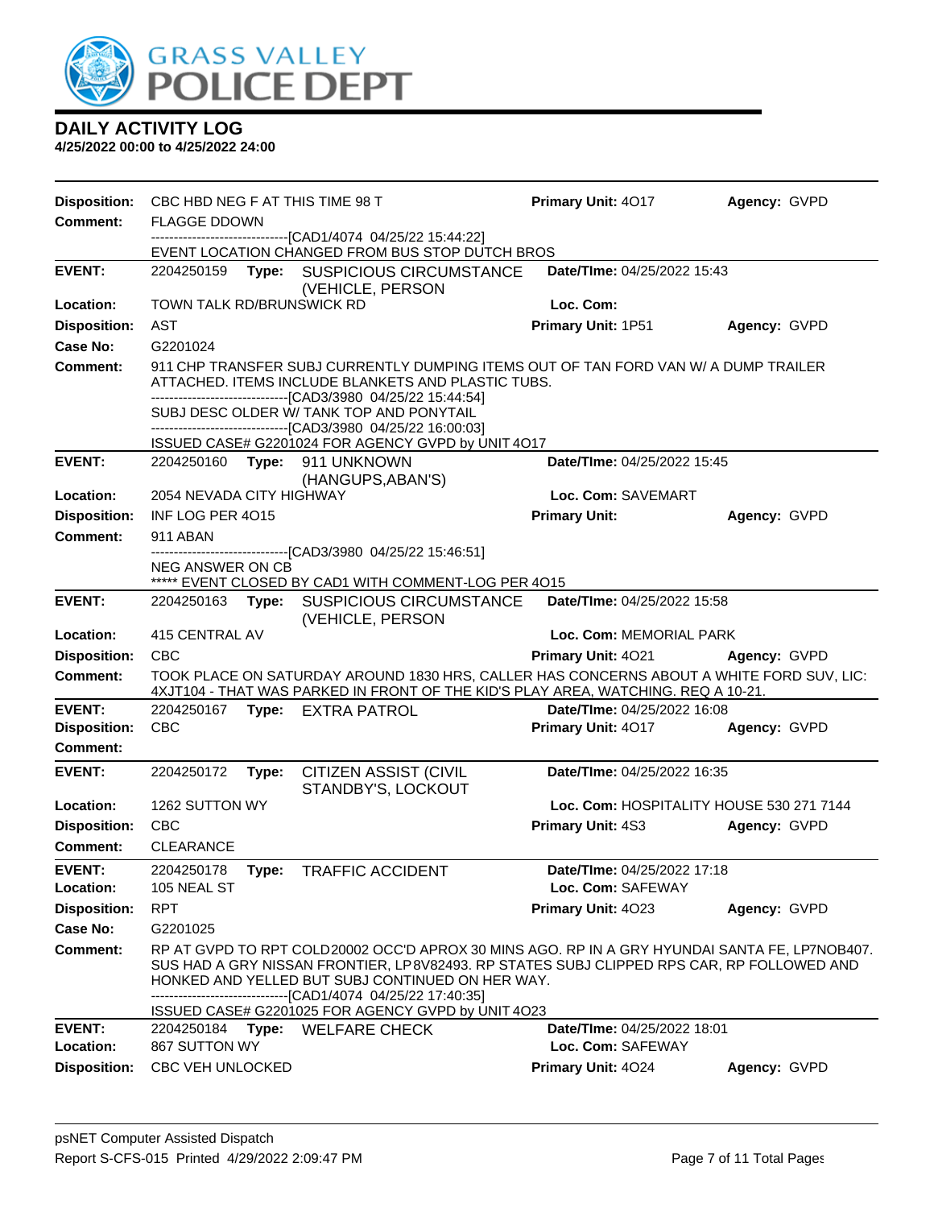# DAILY ACTIVITY LOG

**4/25/2022 00:00 to 4/25/2022 24:00**

| | | | | | |
|---|---|---|---|---|---|
| **Disposition:** | CBC HBD NEG F AT THIS TIME 98 T | | **Primary Unit:** 4O17 | | **Agency:** GVPD |
| **Comment:** | FLAGGE DDOWN<br>------------------------------[CAD1/4074 04/25/22 15:44:22]<br>EVENT LOCATION CHANGED FROM BUS STOP DUTCH BROS | | | | |
| **EVENT:** | 2204250159 | **Type:** SUSPICIOUS CIRCUMSTANCE (VEHICLE, PERSON | **Date/TIme:** 04/25/2022 15:43 | | |
| **Location:** | TOWN TALK RD/BRUNSWICK RD | | **Loc. Com:** | | |
| **Disposition:** | AST | | **Primary Unit:** 1P51 | | **Agency:** GVPD |
| **Case No:** | G2201024 | | | | |
| **Comment:** | 911 CHP TRANSFER SUBJ CURRENTLY DUMPING ITEMS OUT OF TAN FORD VAN W/ A DUMP TRAILER ATTACHED. ITEMS INCLUDE BLANKETS AND PLASTIC TUBS.<br>------------------------------[CAD3/3980 04/25/22 15:44:54]<br>SUBJ DESC OLDER W/ TANK TOP AND PONYTAIL<br>------------------------------[CAD3/3980 04/25/22 16:00:03]<br>ISSUED CASE# G2201024 FOR AGENCY GVPD by UNIT 4O17 | | | | |
| **EVENT:** | 2204250160 | **Type:** 911 UNKNOWN (HANGUPS,ABAN'S) | **Date/TIme:** 04/25/2022 15:45 | | |
| **Location:** | 2054 NEVADA CITY HIGHWAY | | **Loc. Com:** SAVEMART | | |
| **Disposition:** | INF LOG PER 4O15 | | **Primary Unit:** | | **Agency:** GVPD |
| **Comment:** | 911 ABAN<br>------------------------------[CAD3/3980 04/25/22 15:46:51]<br>NEG ANSWER ON CB<br>***** EVENT CLOSED BY CAD1 WITH COMMENT-LOG PER 4O15 | | | | |
| **EVENT:** | 2204250163 | **Type:** SUSPICIOUS CIRCUMSTANCE (VEHICLE, PERSON | **Date/TIme:** 04/25/2022 15:58 | | |
| **Location:** | 415 CENTRAL AV | | **Loc. Com:** MEMORIAL PARK | | |
| **Disposition:** | CBC | | **Primary Unit:** 4O21 | | **Agency:** GVPD |
| **Comment:** | TOOK PLACE ON SATURDAY AROUND 1830 HRS, CALLER HAS CONCERNS ABOUT A WHITE FORD SUV, LIC: 4XJT104 - THAT WAS PARKED IN FRONT OF THE KID'S PLAY AREA, WATCHING. REQ A 10-21. | | | | |
| **EVENT:** | 2204250167 | **Type:** EXTRA PATROL | **Date/TIme:** 04/25/2022 16:08 | | |
| **Disposition:** | CBC | | **Primary Unit:** 4O17 | | **Agency:** GVPD |
| **Comment:** | | | | | |
| **EVENT:** | 2204250172 | **Type:** CITIZEN ASSIST (CIVIL STANDBY'S, LOCKOUT | **Date/TIme:** 04/25/2022 16:35 | | |
| **Location:** | 1262 SUTTON WY | | **Loc. Com:** HOSPITALITY HOUSE 530 271 7144 | | |
| **Disposition:** | CBC | | **Primary Unit:** 4S3 | | **Agency:** GVPD |
| **Comment:** | CLEARANCE | | | | |
| **EVENT:** | 2204250178 | **Type:** TRAFFIC ACCIDENT | **Date/TIme:** 04/25/2022 17:18 | | |
| **Location:** | 105 NEAL ST | | **Loc. Com:** SAFEWAY | | |
| **Disposition:** | RPT | | **Primary Unit:** 4O23 | | **Agency:** GVPD |
| **Case No:** | G2201025 | | | | |
| **Comment:** | RP AT GVPD TO RPT COLD20002 OCC'D APROX 30 MINS AGO. RP IN A GRY HYUNDAI SANTA FE, LP7NOB407. SUS HAD A GRY NISSAN FRONTIER, LP8V82493. RP STATES SUBJ CLIPPED RPS CAR, RP FOLLOWED AND HONKED AND YELLED BUT SUBJ CONTINUED ON HER WAY.<br>------------------------------[CAD1/4074 04/25/22 17:40:35]<br>ISSUED CASE# G2201025 FOR AGENCY GVPD by UNIT 4O23 | | | | |
| **EVENT:** | 2204250184 | **Type:** WELFARE CHECK | **Date/TIme:** 04/25/2022 18:01 | | |
| **Location:** | 867 SUTTON WY | | **Loc. Com:** SAFEWAY | | |
| **Disposition:** | CBC VEH UNLOCKED | | **Primary Unit:** 4O24 | | **Agency:** GVPD |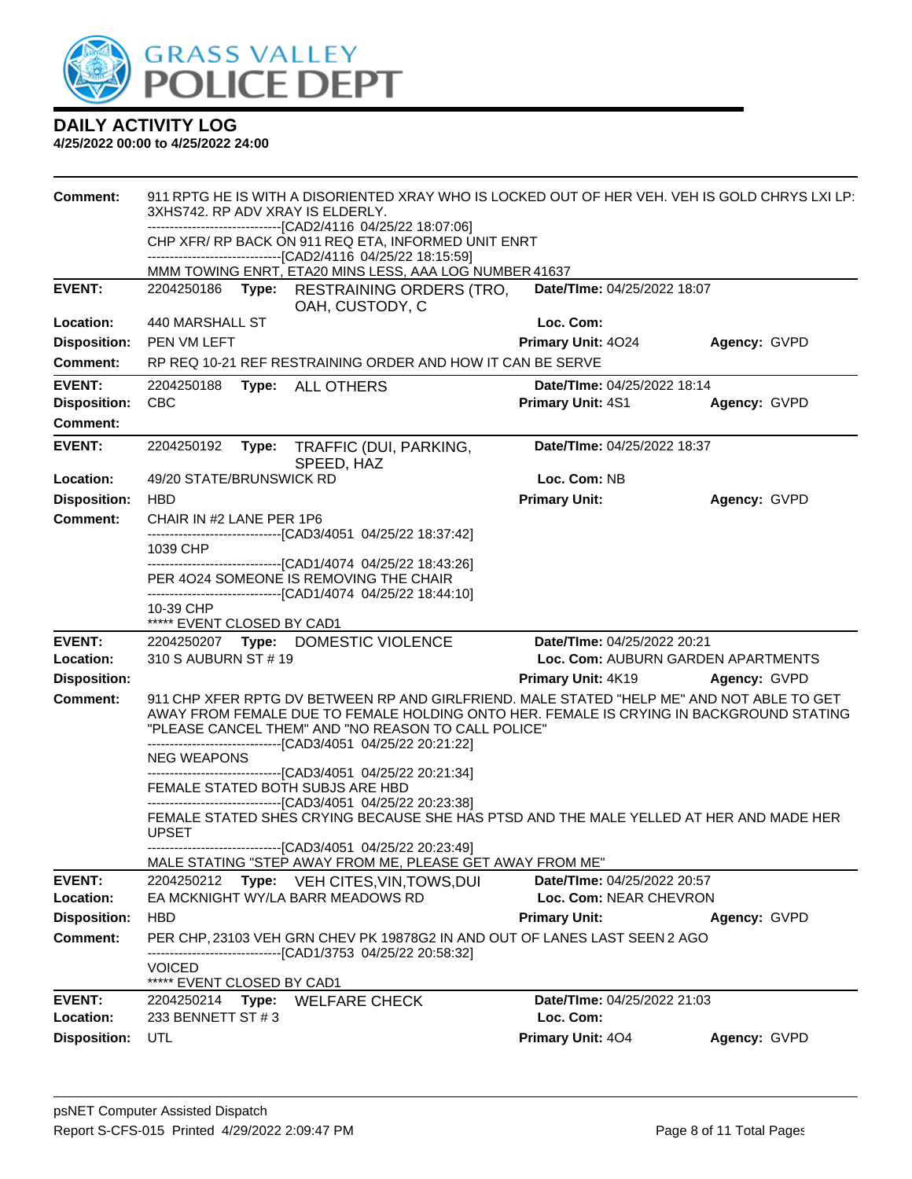# DAILY ACTIVITY LOG

**4/25/2022 00:00 to 4/25/2022 24:00**

**Comment:** 911 RPTG HE IS WITH A DISORIENTED XRAY WHO IS LOCKED OUT OF HER VEH. VEH IS GOLD CHRYS LXI LP: 3XHS742. RP ADV XRAY IS ELDERLY.
------------------------------[CAD2/4116 04/25/22 18:07:06]
CHP XFR/ RP BACK ON 911 REQ ETA, INFORMED UNIT ENRT
------------------------------[CAD2/4116 04/25/22 18:15:59]
MMM TOWING ENRT, ETA20 MINS LESS, AAA LOG NUMBER 41637

---

**EVENT:** 2204250186 **Type:** RESTRAINING ORDERS (TRO, OAH, CUSTODY, C **Date/TIme:** 04/25/2022 18:07
**Location:** 440 MARSHALL ST **Loc. Com:**
**Disposition:** PEN VM LEFT **Primary Unit:** 4O24 **Agency:** GVPD
**Comment:** RP REQ 10-21 REF RESTRAINING ORDER AND HOW IT CAN BE SERVE

---

**EVENT:** 2204250188 **Type:** ALL OTHERS **Date/TIme:** 04/25/2022 18:14
**Disposition:** CBC **Primary Unit:** 4S1 **Agency:** GVPD
**Comment:**

---

**EVENT:** 2204250192 **Type:** TRAFFIC (DUI, PARKING, SPEED, HAZ **Date/TIme:** 04/25/2022 18:37
**Location:** 49/20 STATE/BRUNSWICK RD **Loc. Com:** NB
**Disposition:** HBD **Primary Unit:** **Agency:** GVPD
**Comment:** CHAIR IN #2 LANE PER 1P6
------------------------------[CAD3/4051 04/25/22 18:37:42]
1039 CHP
------------------------------[CAD1/4074 04/25/22 18:43:26]
PER 4O24 SOMEONE IS REMOVING THE CHAIR
------------------------------[CAD1/4074 04/25/22 18:44:10]
10-39 CHP
***** EVENT CLOSED BY CAD1

---

**EVENT:** 2204250207 **Type:** DOMESTIC VIOLENCE **Date/TIme:** 04/25/2022 20:21
**Location:** 310 S AUBURN ST # 19 **Loc. Com:** AUBURN GARDEN APARTMENTS
**Disposition:** **Primary Unit:** 4K19 **Agency:** GVPD
**Comment:** 911 CHP XFER RPTG DV BETWEEN RP AND GIRLFRIEND. MALE STATED "HELP ME" AND NOT ABLE TO GET AWAY FROM FEMALE DUE TO FEMALE HOLDING ONTO HER. FEMALE IS CRYING IN BACKGROUND STATING "PLEASE CANCEL THEM" AND "NO REASON TO CALL POLICE"
------------------------------[CAD3/4051 04/25/22 20:21:22]
NEG WEAPONS
------------------------------[CAD3/4051 04/25/22 20:21:34]
FEMALE STATED BOTH SUBJS ARE HBD
------------------------------[CAD3/4051 04/25/22 20:23:38]
FEMALE STATED SHES CRYING BECAUSE SHE HAS PTSD AND THE MALE YELLED AT HER AND MADE HER UPSET
------------------------------[CAD3/4051 04/25/22 20:23:49]
MALE STATING "STEP AWAY FROM ME, PLEASE GET AWAY FROM ME"

---

**EVENT:** 2204250212 **Type:** VEH CITES,VIN,TOWS,DUI **Date/TIme:** 04/25/2022 20:57
**Location:** EA MCKNIGHT WY/LA BARR MEADOWS RD **Loc. Com:** NEAR CHEVRON
**Disposition:** HBD **Primary Unit:** **Agency:** GVPD
**Comment:** PER CHP, 23103 VEH GRN CHEV PK 19878G2 IN AND OUT OF LANES LAST SEEN 2 AGO
------------------------------[CAD1/3753 04/25/22 20:58:32]
VOICED
***** EVENT CLOSED BY CAD1

---

**EVENT:** 2204250214 **Type:** WELFARE CHECK **Date/TIme:** 04/25/2022 21:03
**Location:** 233 BENNETT ST # 3 **Loc. Com:**
**Disposition:** UTL **Primary Unit:** 4O4 **Agency:** GVPD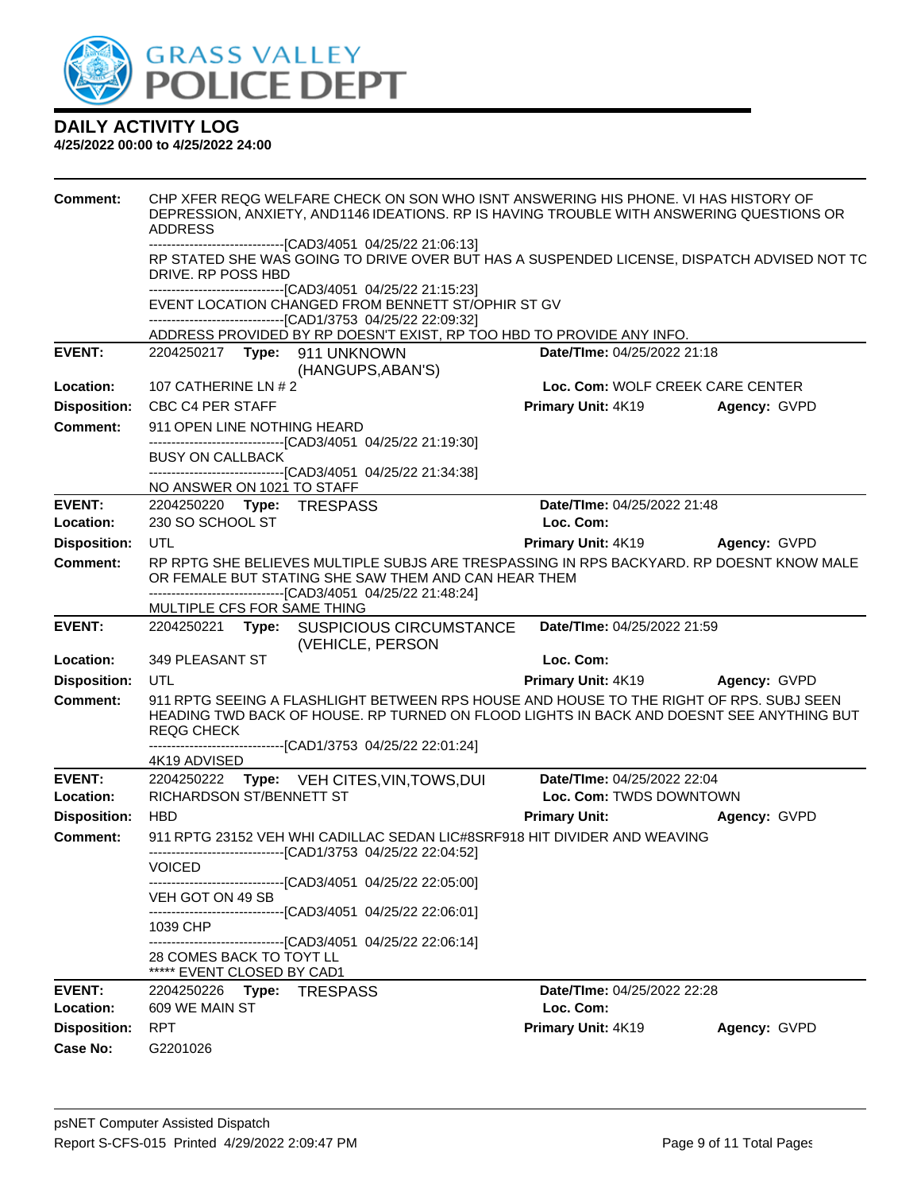# DAILY ACTIVITY LOG

**4/25/2022 00:00 to 4/25/2022 24:00**

**Comment:** CHP XFER REQG WELFARE CHECK ON SON WHO ISNT ANSWERING HIS PHONE. VI HAS HISTORY OF DEPRESSION, ANXIETY, AND1146 IDEATIONS. RP IS HAVING TROUBLE WITH ANSWERING QUESTIONS OR ADDRESS

------------------------------[CAD3/4051 04/25/22 21:06:13]

RP STATED SHE WAS GOING TO DRIVE OVER BUT HAS A SUSPENDED LICENSE, DISPATCH ADVISED NOT TO DRIVE. RP POSS HBD

------------------------------[CAD3/4051 04/25/22 21:15:23]

EVENT LOCATION CHANGED FROM BENNETT ST/OPHIR ST GV

------------------------------[CAD1/3753 04/25/22 22:09:32]

ADDRESS PROVIDED BY RP DOESN'T EXIST, RP TOO HBD TO PROVIDE ANY INFO.

---

**EVENT:** 2204250217 **Type:** 911 UNKNOWN (HANGUPS,ABAN'S) **Date/TIme:** 04/25/2022 21:18

**Location:** 107 CATHERINE LN # 2 **Loc. Com:** WOLF CREEK CARE CENTER

**Disposition:** CBC C4 PER STAFF **Primary Unit:** 4K19 **Agency:** GVPD

**Comment:** 911 OPEN LINE NOTHING HEARD

------------------------------[CAD3/4051 04/25/22 21:19:30]

BUSY ON CALLBACK

------------------------------[CAD3/4051 04/25/22 21:34:38]

NO ANSWER ON 1021 TO STAFF

---

**EVENT:** 2204250220 **Type:** TRESPASS **Date/TIme:** 04/25/2022 21:48

**Location:** 230 SO SCHOOL ST **Loc. Com:**

**Disposition:** UTL **Primary Unit:** 4K19 **Agency:** GVPD

**Comment:** RP RPTG SHE BELIEVES MULTIPLE SUBJS ARE TRESPASSING IN RPS BACKYARD. RP DOESNT KNOW MALE OR FEMALE BUT STATING SHE SAW THEM AND CAN HEAR THEM

------------------------------[CAD3/4051 04/25/22 21:48:24]

MULTIPLE CFS FOR SAME THING

---

**EVENT:** 2204250221 **Type:** SUSPICIOUS CIRCUMSTANCE (VEHICLE, PERSON **Date/TIme:** 04/25/2022 21:59

**Location:** 349 PLEASANT ST **Loc. Com:**

**Disposition:** UTL **Primary Unit:** 4K19 **Agency:** GVPD

**Comment:** 911 RPTG SEEING A FLASHLIGHT BETWEEN RPS HOUSE AND HOUSE TO THE RIGHT OF RPS. SUBJ SEEN HEADING TWD BACK OF HOUSE. RP TURNED ON FLOOD LIGHTS IN BACK AND DOESNT SEE ANYTHING BUT REQG CHECK

------------------------------[CAD1/3753 04/25/22 22:01:24]

4K19 ADVISED

---

**EVENT:** 2204250222 **Type:** VEH CITES,VIN,TOWS,DUI **Date/TIme:** 04/25/2022 22:04

**Location:** RICHARDSON ST/BENNETT ST **Loc. Com:** TWDS DOWNTOWN

**Disposition:** HBD **Primary Unit:** **Agency:** GVPD

**Comment:** 911 RPTG 23152 VEH WHI CADILLAC SEDAN LIC#8SRF918 HIT DIVIDER AND WEAVING

------------------------------[CAD1/3753 04/25/22 22:04:52]

VOICED

------------------------------[CAD3/4051 04/25/22 22:05:00]

VEH GOT ON 49 SB

------------------------------[CAD3/4051 04/25/22 22:06:01]

1039 CHP

------------------------------[CAD3/4051 04/25/22 22:06:14]

28 COMES BACK TO TOYT LL

***** EVENT CLOSED BY CAD1

---

**EVENT:** 2204250226 **Type:** TRESPASS **Date/TIme:** 04/25/2022 22:28

**Location:** 609 WE MAIN ST **Loc. Com:**

**Disposition:** RPT **Primary Unit:** 4K19 **Agency:** GVPD

**Case No:** G2201026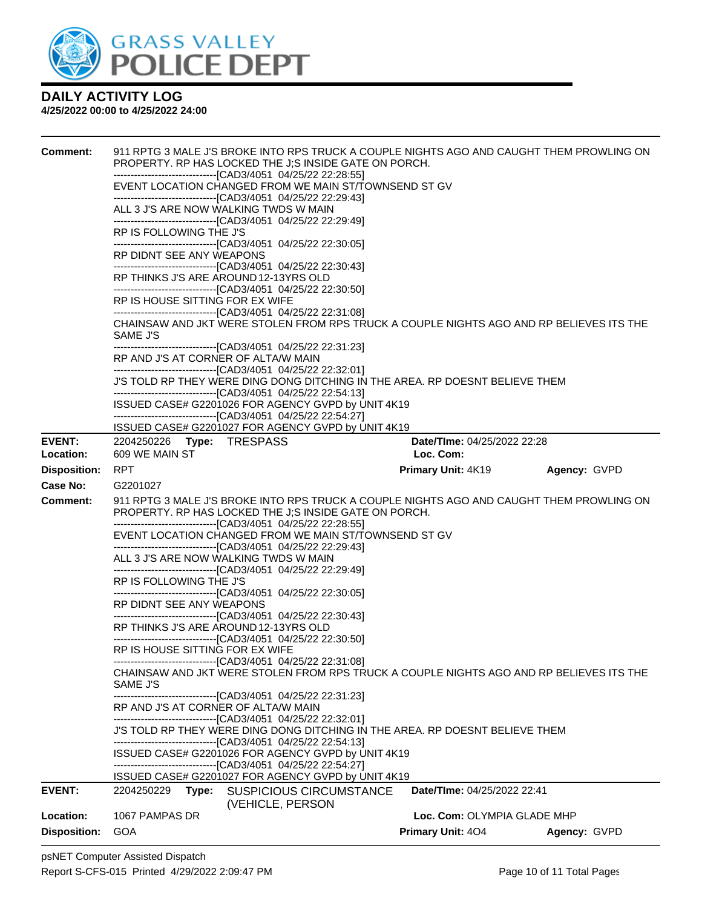# GRASS VALLEY POLICE DEPT

## DAILY ACTIVITY LOG
**4/25/2022 00:00 to 4/25/2022 24:00**

**Comment:** 911 RPTG 3 MALE J'S BROKE INTO RPS TRUCK A COUPLE NIGHTS AGO AND CAUGHT THEM PROWLING ON PROPERTY. RP HAS LOCKED THE J;S INSIDE GATE ON PORCH.
------------------------------[CAD3/4051 04/25/22 22:28:55]
EVENT LOCATION CHANGED FROM WE MAIN ST/TOWNSEND ST GV
------------------------------[CAD3/4051 04/25/22 22:29:43]
ALL 3 J'S ARE NOW WALKING TWDS W MAIN
------------------------------[CAD3/4051 04/25/22 22:29:49]
RP IS FOLLOWING THE J'S
------------------------------[CAD3/4051 04/25/22 22:30:05]
RP DIDNT SEE ANY WEAPONS
------------------------------[CAD3/4051 04/25/22 22:30:43]
RP THINKS J'S ARE AROUND 12-13YRS OLD
------------------------------[CAD3/4051 04/25/22 22:30:50]
RP IS HOUSE SITTING FOR EX WIFE
------------------------------[CAD3/4051 04/25/22 22:31:08]
CHAINSAW AND JKT WERE STOLEN FROM RPS TRUCK A COUPLE NIGHTS AGO AND RP BELIEVES ITS THE SAME J'S
------------------------------[CAD3/4051 04/25/22 22:31:23]
RP AND J'S AT CORNER OF ALTA/W MAIN
------------------------------[CAD3/4051 04/25/22 22:32:01]
J'S TOLD RP THEY WERE DING DONG DITCHING IN THE AREA. RP DOESNT BELIEVE THEM
------------------------------[CAD3/4051 04/25/22 22:54:13]
ISSUED CASE# G2201026 FOR AGENCY GVPD by UNIT 4K19
------------------------------[CAD3/4051 04/25/22 22:54:27]
ISSUED CASE# G2201027 FOR AGENCY GVPD by UNIT 4K19

---

**EVENT:** 2204250226 **Type:** TRESPASS **Date/TIme:** 04/25/2022 22:28
**Location:** 609 WE MAIN ST **Loc. Com:**
**Disposition:** RPT **Primary Unit:** 4K19 **Agency:** GVPD
**Case No:** G2201027
**Comment:** 911 RPTG 3 MALE J'S BROKE INTO RPS TRUCK A COUPLE NIGHTS AGO AND CAUGHT THEM PROWLING ON PROPERTY. RP HAS LOCKED THE J;S INSIDE GATE ON PORCH.
------------------------------[CAD3/4051 04/25/22 22:28:55]
EVENT LOCATION CHANGED FROM WE MAIN ST/TOWNSEND ST GV
------------------------------[CAD3/4051 04/25/22 22:29:43]
ALL 3 J'S ARE NOW WALKING TWDS W MAIN
------------------------------[CAD3/4051 04/25/22 22:29:49]
RP IS FOLLOWING THE J'S
------------------------------[CAD3/4051 04/25/22 22:30:05]
RP DIDNT SEE ANY WEAPONS
------------------------------[CAD3/4051 04/25/22 22:30:43]
RP THINKS J'S ARE AROUND 12-13YRS OLD
------------------------------[CAD3/4051 04/25/22 22:30:50]
RP IS HOUSE SITTING FOR EX WIFE
------------------------------[CAD3/4051 04/25/22 22:31:08]
CHAINSAW AND JKT WERE STOLEN FROM RPS TRUCK A COUPLE NIGHTS AGO AND RP BELIEVES ITS THE SAME J'S
------------------------------[CAD3/4051 04/25/22 22:31:23]
RP AND J'S AT CORNER OF ALTA/W MAIN
------------------------------[CAD3/4051 04/25/22 22:32:01]
J'S TOLD RP THEY WERE DING DONG DITCHING IN THE AREA. RP DOESNT BELIEVE THEM
------------------------------[CAD3/4051 04/25/22 22:54:13]
ISSUED CASE# G2201026 FOR AGENCY GVPD by UNIT 4K19
------------------------------[CAD3/4051 04/25/22 22:54:27]
ISSUED CASE# G2201027 FOR AGENCY GVPD by UNIT 4K19

---

**EVENT:** 2204250229 **Type:** SUSPICIOUS CIRCUMSTANCE (VEHICLE, PERSON **Date/TIme:** 04/25/2022 22:41
**Location:** 1067 PAMPAS DR **Loc. Com:** OLYMPIA GLADE MHP
**Disposition:** GOA **Primary Unit:** 4O4 **Agency:** GVPD

psNET Computer Assisted Dispatch
Report S-CFS-015 Printed 4/29/2022 2:09:47 PM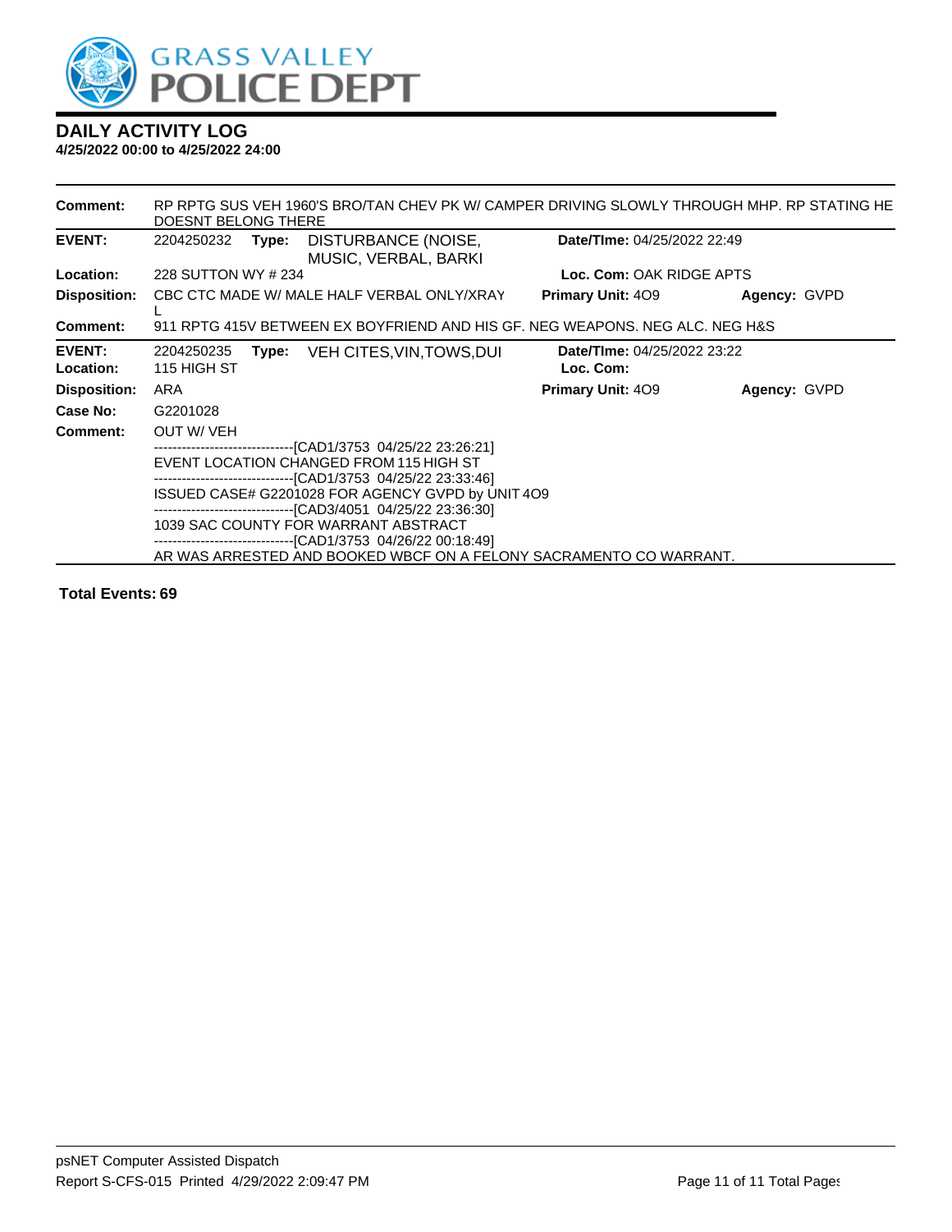# GRASS VALLEY POLICE DEPT

## DAILY ACTIVITY LOG

**4/25/2022 00:00 to 4/25/2022 24:00**

| | | | |
|---|---|---|---|
| **Comment:** | RP RPTG SUS VEH 1960'S BRO/TAN CHEV PK W/ CAMPER DRIVING SLOWLY THROUGH MHP. RP STATING HE DOESNT BELONG THERE | | |
| **EVENT:** | 2204250232 **Type:** DISTURBANCE (NOISE, MUSIC, VERBAL, BARKI | **Date/TIme:** 04/25/2022 22:49 | |
| **Location:** | 228 SUTTON WY # 234 | **Loc. Com:** OAK RIDGE APTS | |
| **Disposition:** | CBC CTC MADE W/ MALE HALF VERBAL ONLY/XRAY L | **Primary Unit:** 4O9 | **Agency:** GVPD |
| **Comment:** | 911 RPTG 415V BETWEEN EX BOYFRIEND AND HIS GF. NEG WEAPONS. NEG ALC. NEG H&S | | |
| **EVENT:** | 2204250235 **Type:** VEH CITES,VIN,TOWS,DUI | **Date/TIme:** 04/25/2022 23:22 | |
| **Location:** | 115 HIGH ST | **Loc. Com:** | |
| **Disposition:** | ARA | **Primary Unit:** 4O9 | **Agency:** GVPD |
| **Case No:** | G2201028 | | |
| **Comment:** | OUT W/ VEH<br>------------------------------[CAD1/3753 04/25/22 23:26:21]<br>EVENT LOCATION CHANGED FROM 115 HIGH ST<br>------------------------------[CAD1/3753 04/25/22 23:33:46]<br>ISSUED CASE# G2201028 FOR AGENCY GVPD by UNIT 4O9<br>------------------------------[CAD3/4051 04/25/22 23:36:30]<br>1039 SAC COUNTY FOR WARRANT ABSTRACT<br>------------------------------[CAD1/3753 04/26/22 00:18:49]<br>AR WAS ARRESTED AND BOOKED WBCF ON A FELONY SACRAMENTO CO WARRANT. | | |

**Total Events: 69**

psNET Computer Assisted Dispatch
Report S-CFS-015 Printed 4/29/2022 2:09:47 PM